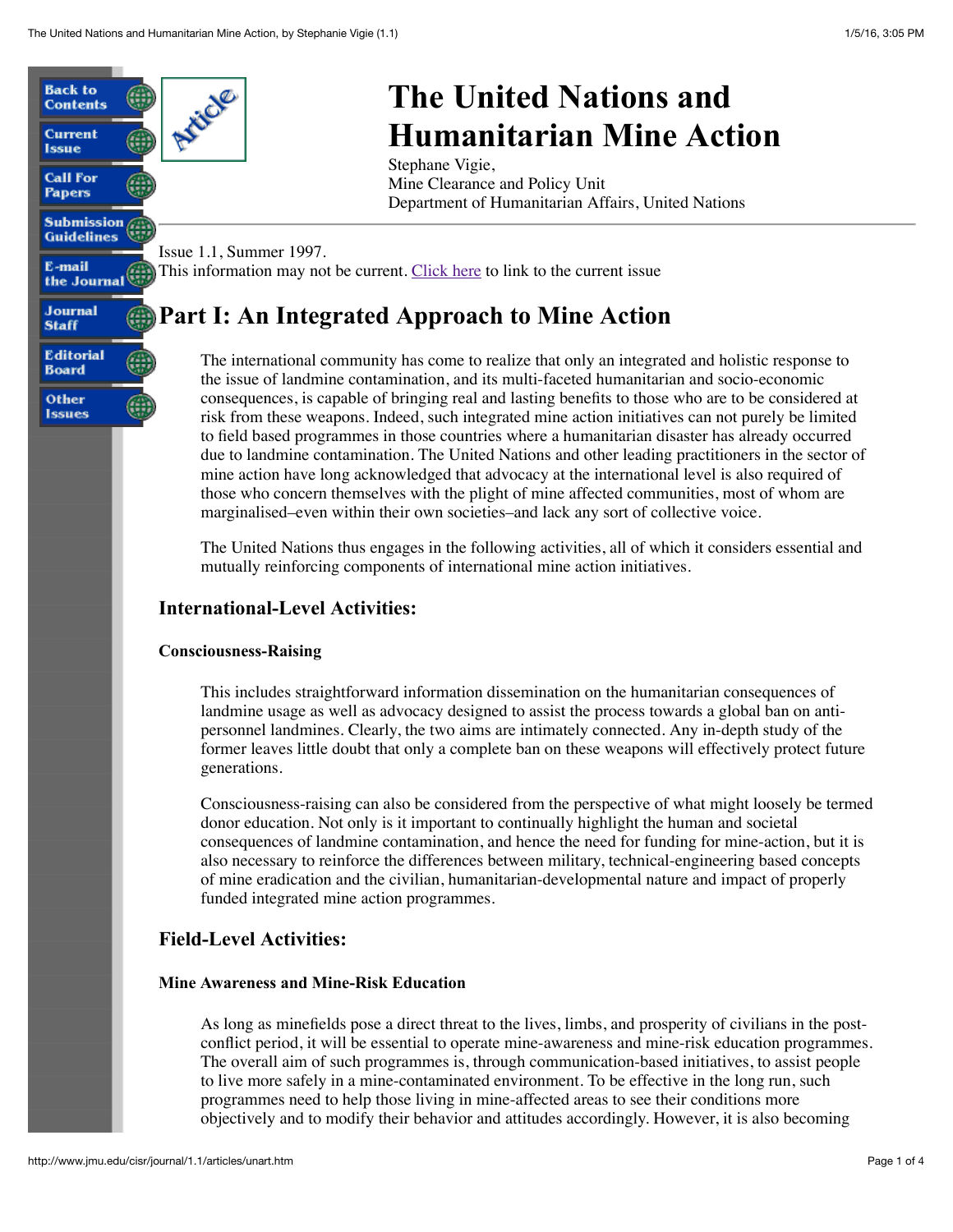# The United Nations and Humanitarian Mine Action

Stephane Vigie,
Mine Clearance and Policy Unit
Department of Humanitarian Affairs, United Nations

---

Issue 1.1, Summer 1997.
This information may not be current. Click here to link to the current issue

## Part I: An Integrated Approach to Mine Action

The international community has come to realize that only an integrated and holistic response to the issue of landmine contamination, and its multi-faceted humanitarian and socio-economic consequences, is capable of bringing real and lasting benefits to those who are to be considered at risk from these weapons. Indeed, such integrated mine action initiatives can not purely be limited to field based programmes in those countries where a humanitarian disaster has already occurred due to landmine contamination. The United Nations and other leading practitioners in the sector of mine action have long acknowledged that advocacy at the international level is also required of those who concern themselves with the plight of mine affected communities, most of whom are marginalised–even within their own societies–and lack any sort of collective voice.

The United Nations thus engages in the following activities, all of which it considers essential and mutually reinforcing components of international mine action initiatives.

### International-Level Activities:

#### Consciousness-Raising

This includes straightforward information dissemination on the humanitarian consequences of landmine usage as well as advocacy designed to assist the process towards a global ban on anti-personnel landmines. Clearly, the two aims are intimately connected. Any in-depth study of the former leaves little doubt that only a complete ban on these weapons will effectively protect future generations.

Consciousness-raising can also be considered from the perspective of what might loosely be termed donor education. Not only is it important to continually highlight the human and societal consequences of landmine contamination, and hence the need for funding for mine-action, but it is also necessary to reinforce the differences between military, technical-engineering based concepts of mine eradication and the civilian, humanitarian-developmental nature and impact of properly funded integrated mine action programmes.

### Field-Level Activities:

#### Mine Awareness and Mine-Risk Education

As long as minefields pose a direct threat to the lives, limbs, and prosperity of civilians in the post-conflict period, it will be essential to operate mine-awareness and mine-risk education programmes. The overall aim of such programmes is, through communication-based initiatives, to assist people to live more safely in a mine-contaminated environment. To be effective in the long run, such programmes need to help those living in mine-affected areas to see their conditions more objectively and to modify their behavior and attitudes accordingly. However, it is also becoming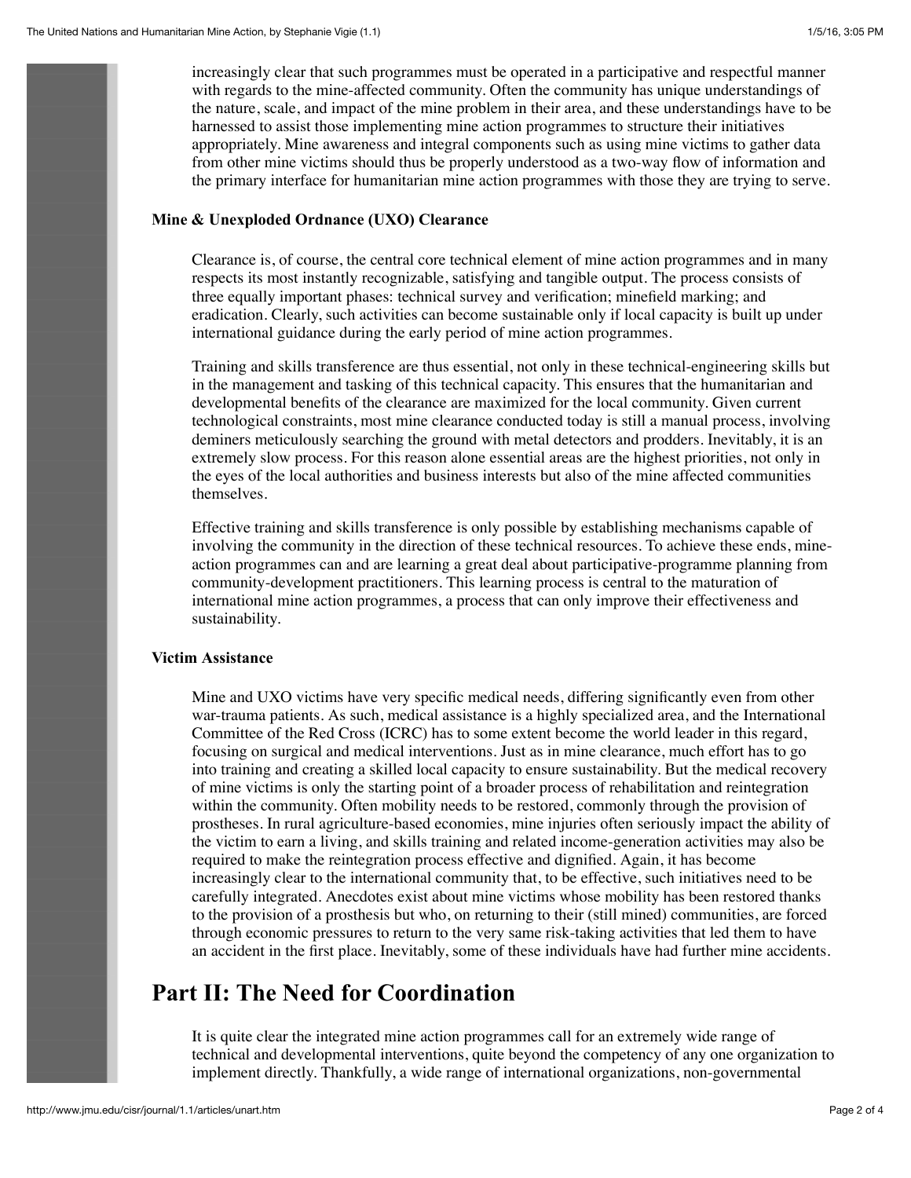increasingly clear that such programmes must be operated in a participative and respectful manner with regards to the mine-affected community. Often the community has unique understandings of the nature, scale, and impact of the mine problem in their area, and these understandings have to be harnessed to assist those implementing mine action programmes to structure their initiatives appropriately. Mine awareness and integral components such as using mine victims to gather data from other mine victims should thus be properly understood as a two-way flow of information and the primary interface for humanitarian mine action programmes with those they are trying to serve.

### Mine & Unexploded Ordnance (UXO) Clearance

Clearance is, of course, the central core technical element of mine action programmes and in many respects its most instantly recognizable, satisfying and tangible output. The process consists of three equally important phases: technical survey and verification; minefield marking; and eradication. Clearly, such activities can become sustainable only if local capacity is built up under international guidance during the early period of mine action programmes.

Training and skills transference are thus essential, not only in these technical-engineering skills but in the management and tasking of this technical capacity. This ensures that the humanitarian and developmental benefits of the clearance are maximized for the local community. Given current technological constraints, most mine clearance conducted today is still a manual process, involving deminers meticulously searching the ground with metal detectors and prodders. Inevitably, it is an extremely slow process. For this reason alone essential areas are the highest priorities, not only in the eyes of the local authorities and business interests but also of the mine affected communities themselves.

Effective training and skills transference is only possible by establishing mechanisms capable of involving the community in the direction of these technical resources. To achieve these ends, mine-action programmes can and are learning a great deal about participative-programme planning from community-development practitioners. This learning process is central to the maturation of international mine action programmes, a process that can only improve their effectiveness and sustainability.

### Victim Assistance

Mine and UXO victims have very specific medical needs, differing significantly even from other war-trauma patients. As such, medical assistance is a highly specialized area, and the International Committee of the Red Cross (ICRC) has to some extent become the world leader in this regard, focusing on surgical and medical interventions. Just as in mine clearance, much effort has to go into training and creating a skilled local capacity to ensure sustainability. But the medical recovery of mine victims is only the starting point of a broader process of rehabilitation and reintegration within the community. Often mobility needs to be restored, commonly through the provision of prostheses. In rural agriculture-based economies, mine injuries often seriously impact the ability of the victim to earn a living, and skills training and related income-generation activities may also be required to make the reintegration process effective and dignified. Again, it has become increasingly clear to the international community that, to be effective, such initiatives need to be carefully integrated. Anecdotes exist about mine victims whose mobility has been restored thanks to the provision of a prosthesis but who, on returning to their (still mined) communities, are forced through economic pressures to return to the very same risk-taking activities that led them to have an accident in the first place. Inevitably, some of these individuals have had further mine accidents.

## Part II: The Need for Coordination

It is quite clear the integrated mine action programmes call for an extremely wide range of technical and developmental interventions, quite beyond the competency of any one organization to implement directly. Thankfully, a wide range of international organizations, non-governmental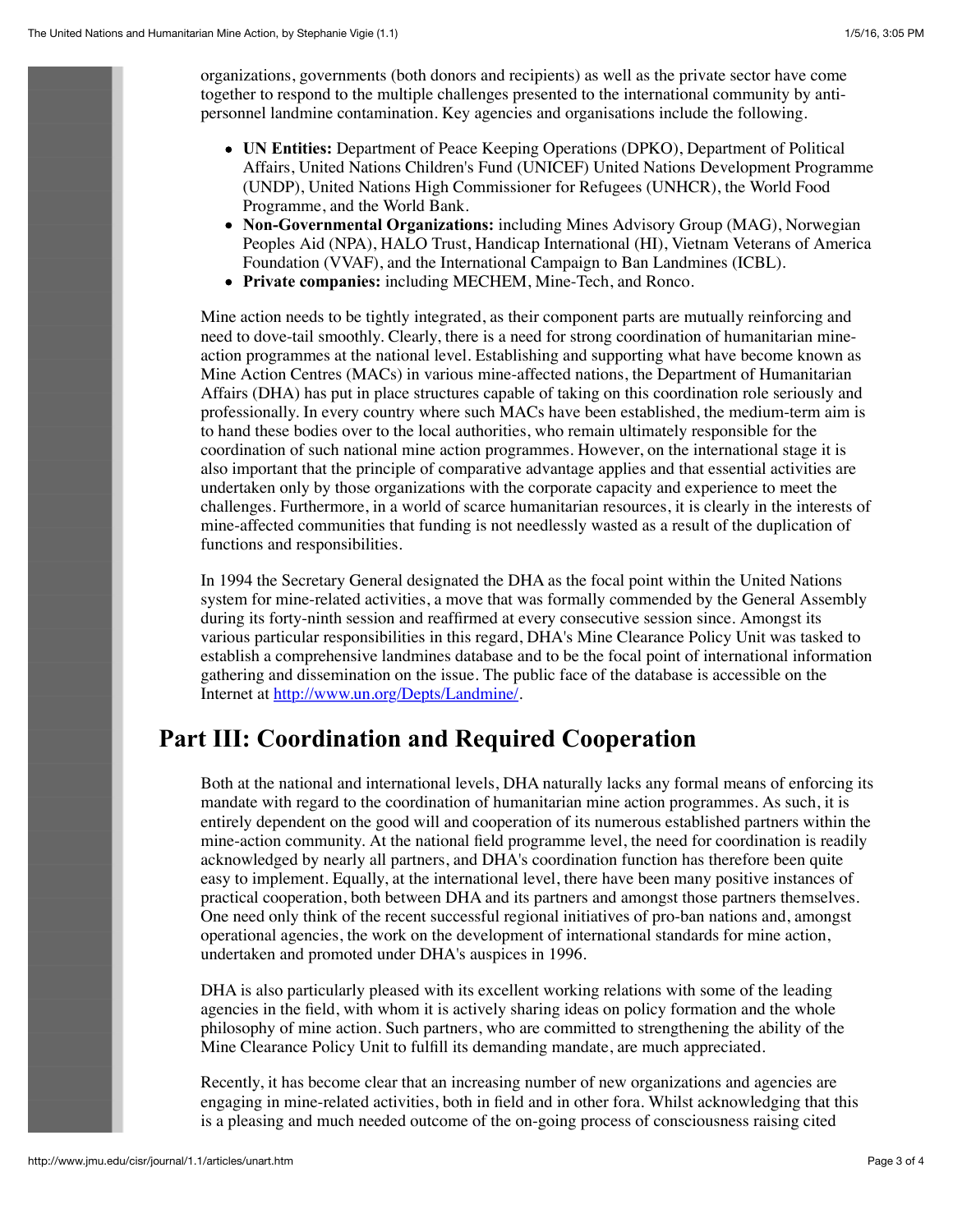organizations, governments (both donors and recipients) as well as the private sector have come together to respond to the multiple challenges presented to the international community by anti-personnel landmine contamination. Key agencies and organisations include the following.

- **UN Entities:** Department of Peace Keeping Operations (DPKO), Department of Political Affairs, United Nations Children's Fund (UNICEF) United Nations Development Programme (UNDP), United Nations High Commissioner for Refugees (UNHCR), the World Food Programme, and the World Bank.
- **Non-Governmental Organizations:** including Mines Advisory Group (MAG), Norwegian Peoples Aid (NPA), HALO Trust, Handicap International (HI), Vietnam Veterans of America Foundation (VVAF), and the International Campaign to Ban Landmines (ICBL).
- **Private companies:** including MECHEM, Mine-Tech, and Ronco.

Mine action needs to be tightly integrated, as their component parts are mutually reinforcing and need to dove-tail smoothly. Clearly, there is a need for strong coordination of humanitarian mine-action programmes at the national level. Establishing and supporting what have become known as Mine Action Centres (MACs) in various mine-affected nations, the Department of Humanitarian Affairs (DHA) has put in place structures capable of taking on this coordination role seriously and professionally. In every country where such MACs have been established, the medium-term aim is to hand these bodies over to the local authorities, who remain ultimately responsible for the coordination of such national mine action programmes. However, on the international stage it is also important that the principle of comparative advantage applies and that essential activities are undertaken only by those organizations with the corporate capacity and experience to meet the challenges. Furthermore, in a world of scarce humanitarian resources, it is clearly in the interests of mine-affected communities that funding is not needlessly wasted as a result of the duplication of functions and responsibilities.

In 1994 the Secretary General designated the DHA as the focal point within the United Nations system for mine-related activities, a move that was formally commended by the General Assembly during its forty-ninth session and reaffirmed at every consecutive session since. Amongst its various particular responsibilities in this regard, DHA's Mine Clearance Policy Unit was tasked to establish a comprehensive landmines database and to be the focal point of international information gathering and dissemination on the issue. The public face of the database is accessible on the Internet at http://www.un.org/Depts/Landmine/.

## Part III: Coordination and Required Cooperation

Both at the national and international levels, DHA naturally lacks any formal means of enforcing its mandate with regard to the coordination of humanitarian mine action programmes. As such, it is entirely dependent on the good will and cooperation of its numerous established partners within the mine-action community. At the national field programme level, the need for coordination is readily acknowledged by nearly all partners, and DHA's coordination function has therefore been quite easy to implement. Equally, at the international level, there have been many positive instances of practical cooperation, both between DHA and its partners and amongst those partners themselves. One need only think of the recent successful regional initiatives of pro-ban nations and, amongst operational agencies, the work on the development of international standards for mine action, undertaken and promoted under DHA's auspices in 1996.

DHA is also particularly pleased with its excellent working relations with some of the leading agencies in the field, with whom it is actively sharing ideas on policy formation and the whole philosophy of mine action. Such partners, who are committed to strengthening the ability of the Mine Clearance Policy Unit to fulfill its demanding mandate, are much appreciated.

Recently, it has become clear that an increasing number of new organizations and agencies are engaging in mine-related activities, both in field and in other fora. Whilst acknowledging that this is a pleasing and much needed outcome of the on-going process of consciousness raising cited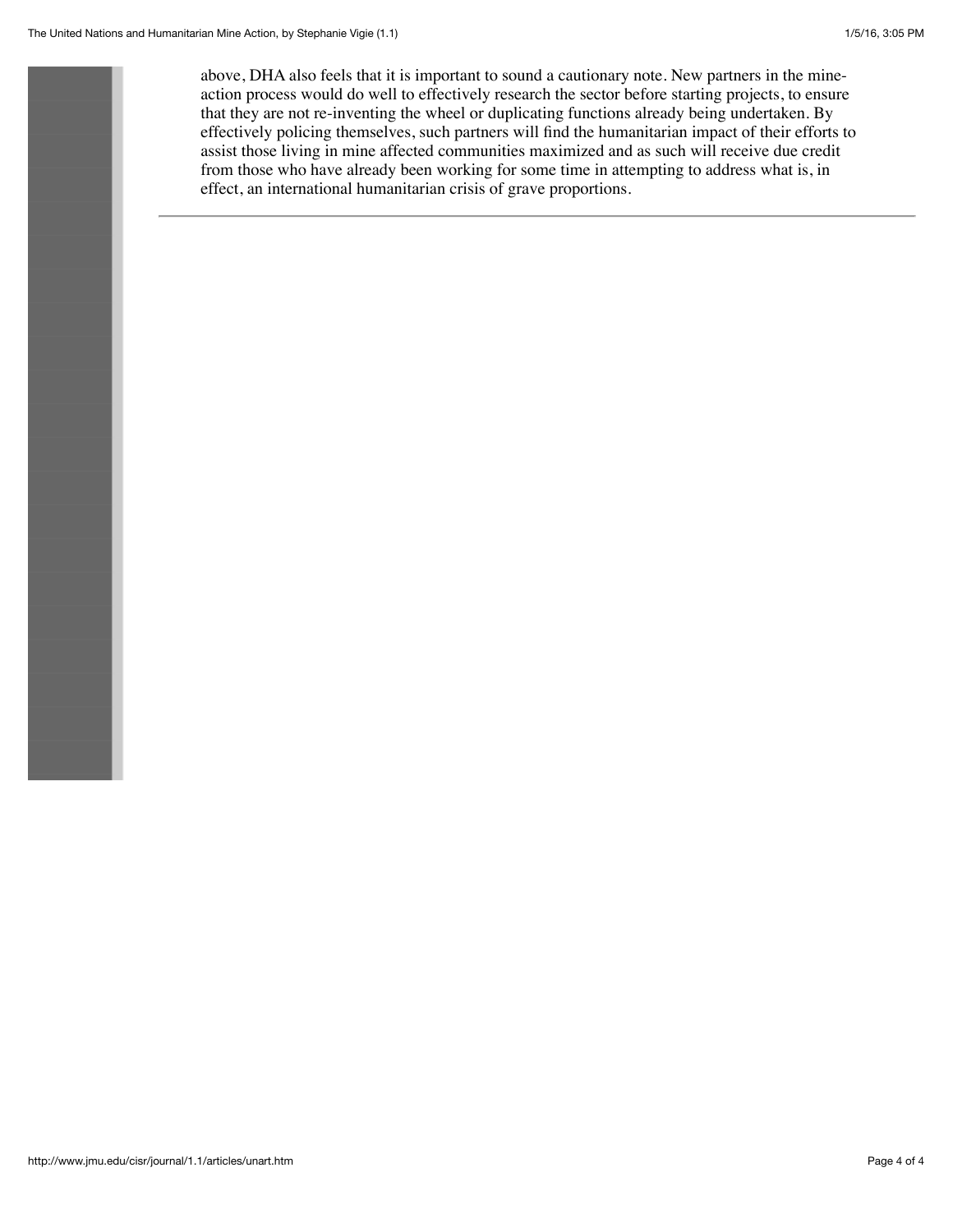above, DHA also feels that it is important to sound a cautionary note. New partners in the mine-action process would do well to effectively research the sector before starting projects, to ensure that they are not re-inventing the wheel or duplicating functions already being undertaken. By effectively policing themselves, such partners will find the humanitarian impact of their efforts to assist those living in mine affected communities maximized and as such will receive due credit from those who have already been working for some time in attempting to address what is, in effect, an international humanitarian crisis of grave proportions.